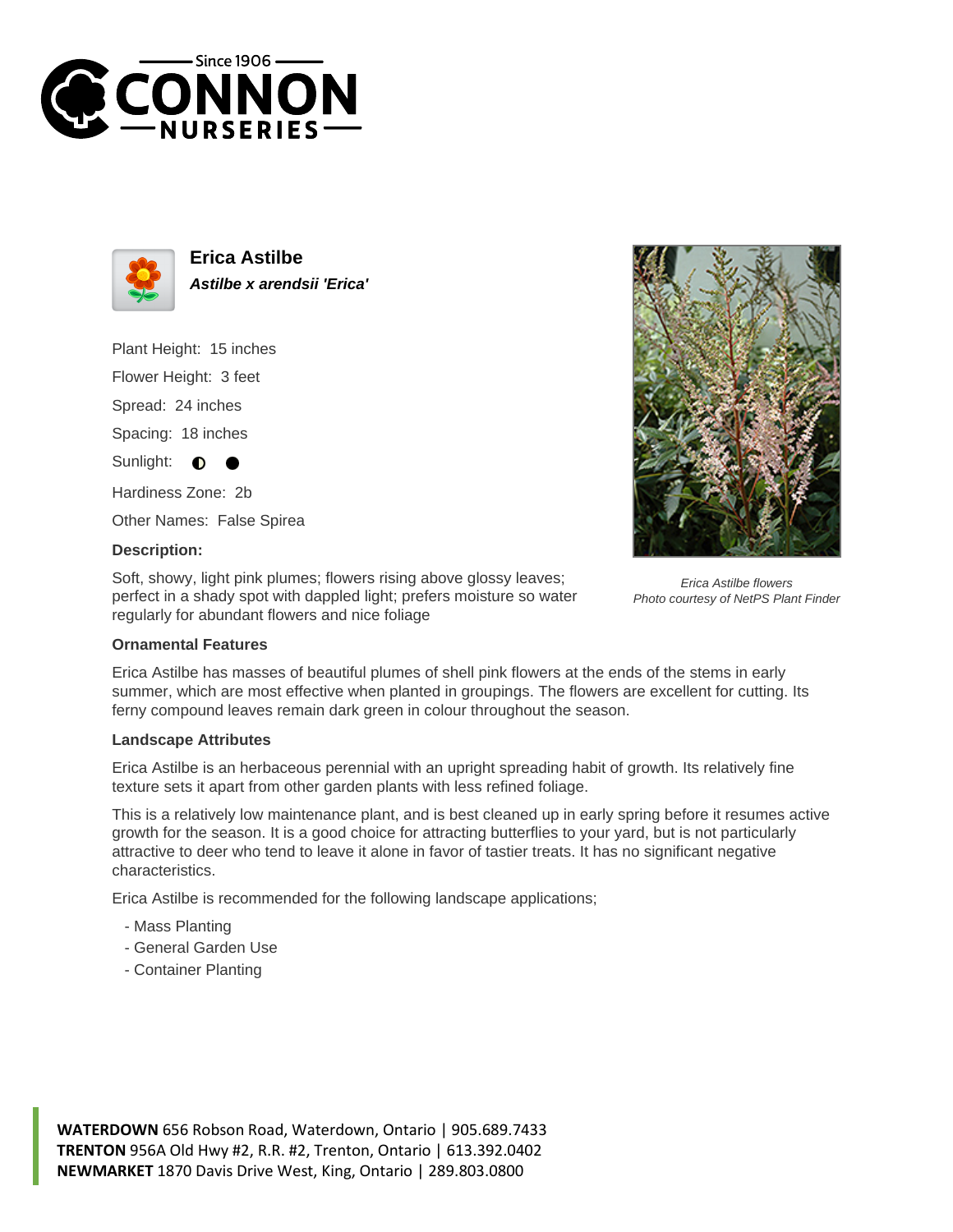# Erica Astilbe

***Astilbe x arendsii 'Erica'***

Plant Height: 15 inches

Flower Height: 3 feet

Spread: 24 inches

Spacing: 18 inches

Sunlight: ◐ ●

Hardiness Zone: 2b

Other Names: False Spirea

**Description:**

Soft, showy, light pink plumes; flowers rising above glossy leaves; perfect in a shady spot with dappled light; prefers moisture so water regularly for abundant flowers and nice foliage

*Erica Astilbe flowers*
*Photo courtesy of NetPS Plant Finder*

**Ornamental Features**

Erica Astilbe has masses of beautiful plumes of shell pink flowers at the ends of the stems in early summer, which are most effective when planted in groupings. The flowers are excellent for cutting. Its ferny compound leaves remain dark green in colour throughout the season.

**Landscape Attributes**

Erica Astilbe is an herbaceous perennial with an upright spreading habit of growth. Its relatively fine texture sets it apart from other garden plants with less refined foliage.

This is a relatively low maintenance plant, and is best cleaned up in early spring before it resumes active growth for the season. It is a good choice for attracting butterflies to your yard, but is not particularly attractive to deer who tend to leave it alone in favor of tastier treats. It has no significant negative characteristics.

Erica Astilbe is recommended for the following landscape applications;

- Mass Planting
- General Garden Use
- Container Planting

**WATERDOWN** 656 Robson Road, Waterdown, Ontario | 905.689.7433
**TRENTON** 956A Old Hwy #2, R.R. #2, Trenton, Ontario | 613.392.0402
**NEWMARKET** 1870 Davis Drive West, King, Ontario | 289.803.0800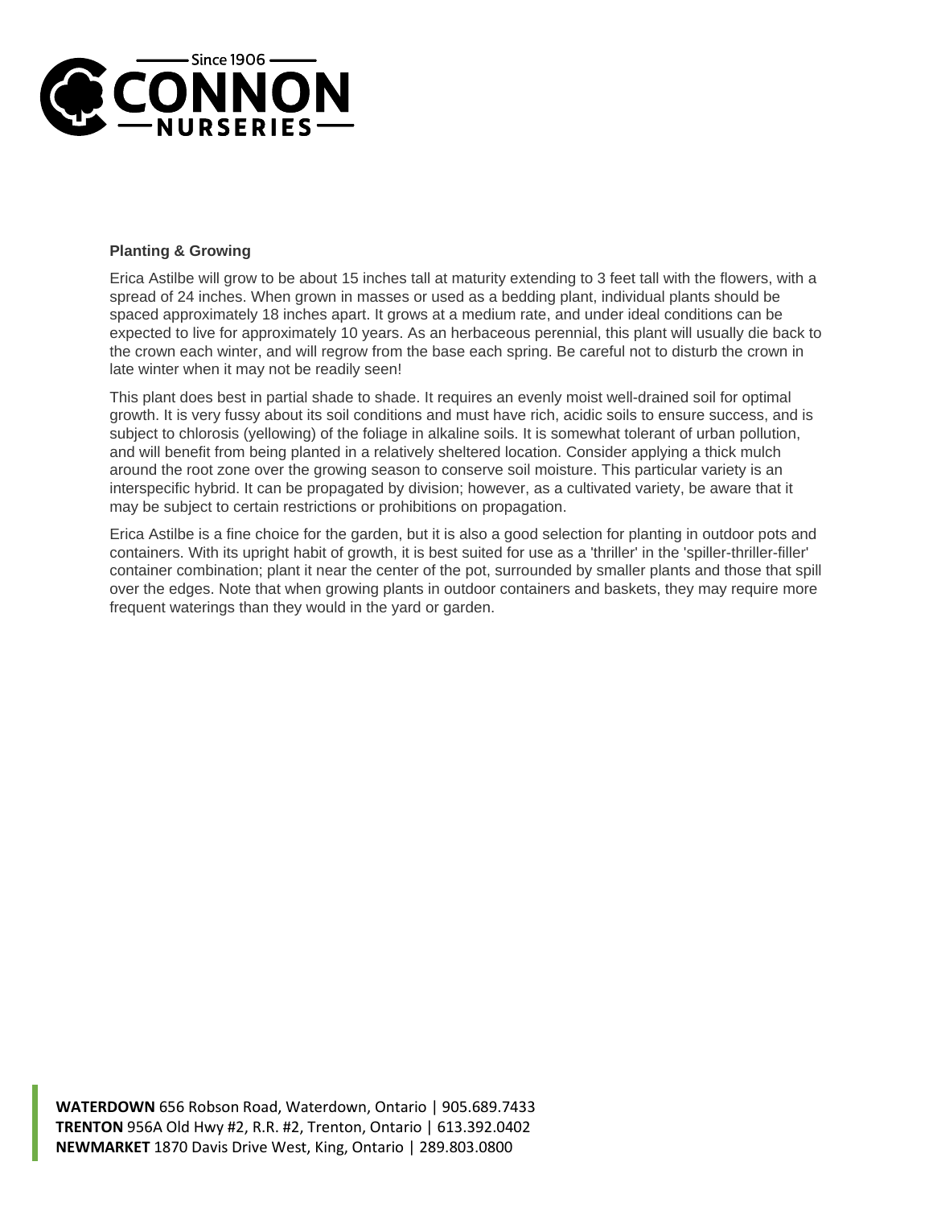### Planting & Growing

Erica Astilbe will grow to be about 15 inches tall at maturity extending to 3 feet tall with the flowers, with a spread of 24 inches. When grown in masses or used as a bedding plant, individual plants should be spaced approximately 18 inches apart. It grows at a medium rate, and under ideal conditions can be expected to live for approximately 10 years. As an herbaceous perennial, this plant will usually die back to the crown each winter, and will regrow from the base each spring. Be careful not to disturb the crown in late winter when it may not be readily seen!

This plant does best in partial shade to shade. It requires an evenly moist well-drained soil for optimal growth. It is very fussy about its soil conditions and must have rich, acidic soils to ensure success, and is subject to chlorosis (yellowing) of the foliage in alkaline soils. It is somewhat tolerant of urban pollution, and will benefit from being planted in a relatively sheltered location. Consider applying a thick mulch around the root zone over the growing season to conserve soil moisture. This particular variety is an interspecific hybrid. It can be propagated by division; however, as a cultivated variety, be aware that it may be subject to certain restrictions or prohibitions on propagation.

Erica Astilbe is a fine choice for the garden, but it is also a good selection for planting in outdoor pots and containers. With its upright habit of growth, it is best suited for use as a 'thriller' in the 'spiller-thriller-filler' container combination; plant it near the center of the pot, surrounded by smaller plants and those that spill over the edges. Note that when growing plants in outdoor containers and baskets, they may require more frequent waterings than they would in the yard or garden.

**WATERDOWN** 656 Robson Road, Waterdown, Ontario | 905.689.7433
**TRENTON** 956A Old Hwy #2, R.R. #2, Trenton, Ontario | 613.392.0402
**NEWMARKET** 1870 Davis Drive West, King, Ontario | 289.803.0800